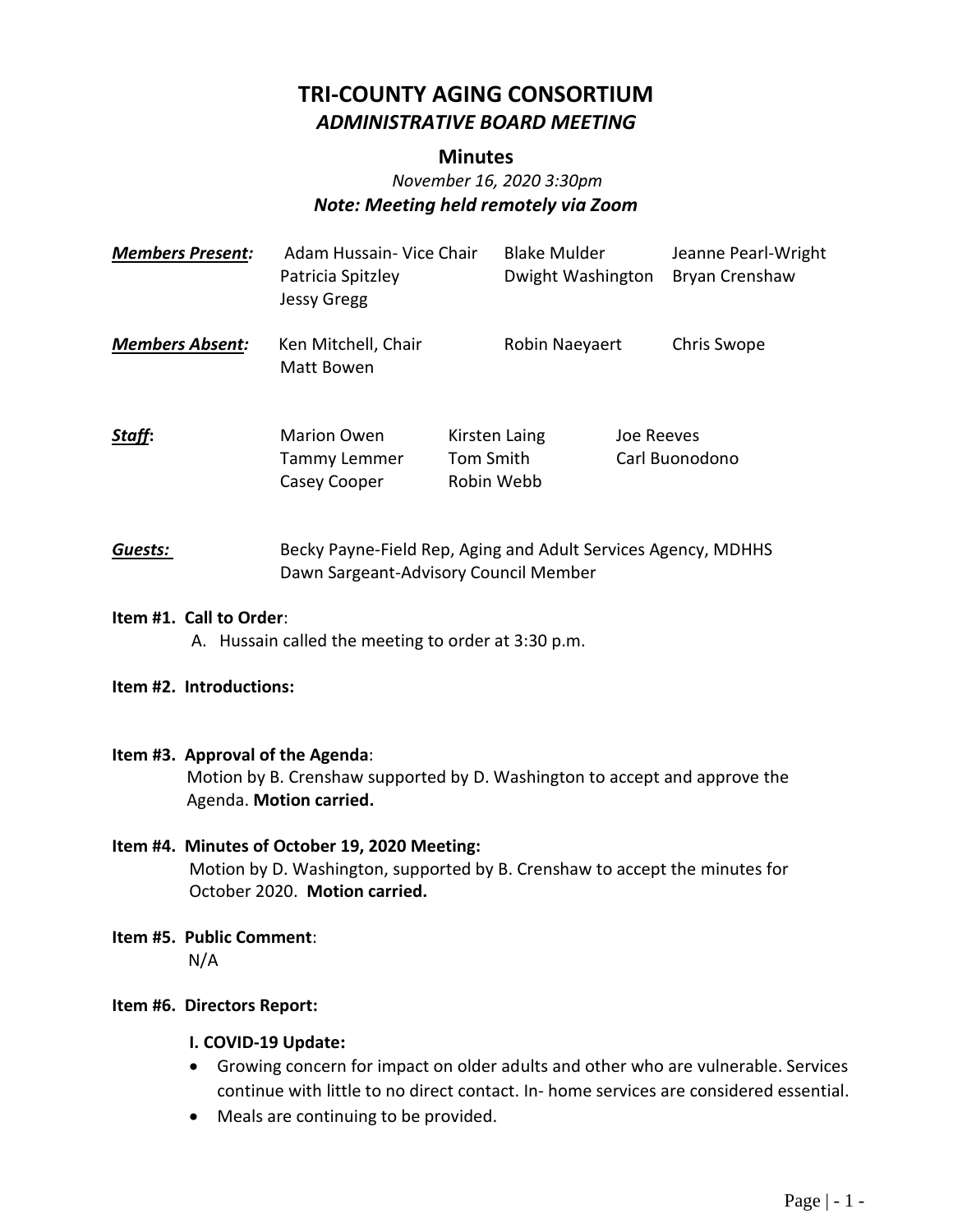# TRI-COUNTY AGING CONSORTIUM

## *ADMINISTRATIVE BOARD MEETING*

### Minutes

*November 16, 2020 3:30pm*

***Note: Meeting held remotely via Zoom***

| | | | |
|---|---|---|---|
| ***Members Present:*** | Adam Hussain- Vice Chair | Blake Mulder | Jeanne Pearl-Wright |
| | Patricia Spitzley | Dwight Washington | Bryan Crenshaw |
| | Jessy Gregg | | |
| ***Members Absent:*** | Ken Mitchell, Chair | Robin Naeyaert | Chris Swope |
| | Matt Bowen | | |
| ***Staff*:** | Marion Owen | Kirsten Laing | Joe Reeves |
| | Tammy Lemmer | Tom Smith | Carl Buonodono |
| | Casey Cooper | Robin Webb | |

***Guests:*** Becky Payne-Field Rep, Aging and Adult Services Agency, MDHHS
Dawn Sargeant-Advisory Council Member

**Item #1. Call to Order**:

A. Hussain called the meeting to order at 3:30 p.m.

**Item #2. Introductions:**

**Item #3. Approval of the Agenda**:

Motion by B. Crenshaw supported by D. Washington to accept and approve the Agenda. **Motion carried.**

**Item #4. Minutes of October 19, 2020 Meeting:**

Motion by D. Washington, supported by B. Crenshaw to accept the minutes for October 2020. **Motion carried.**

**Item #5. Public Comment**:

N/A

**Item #6. Directors Report:**

**I. COVID-19 Update:**

- Growing concern for impact on older adults and other who are vulnerable. Services continue with little to no direct contact. In- home services are considered essential.
- Meals are continuing to be provided.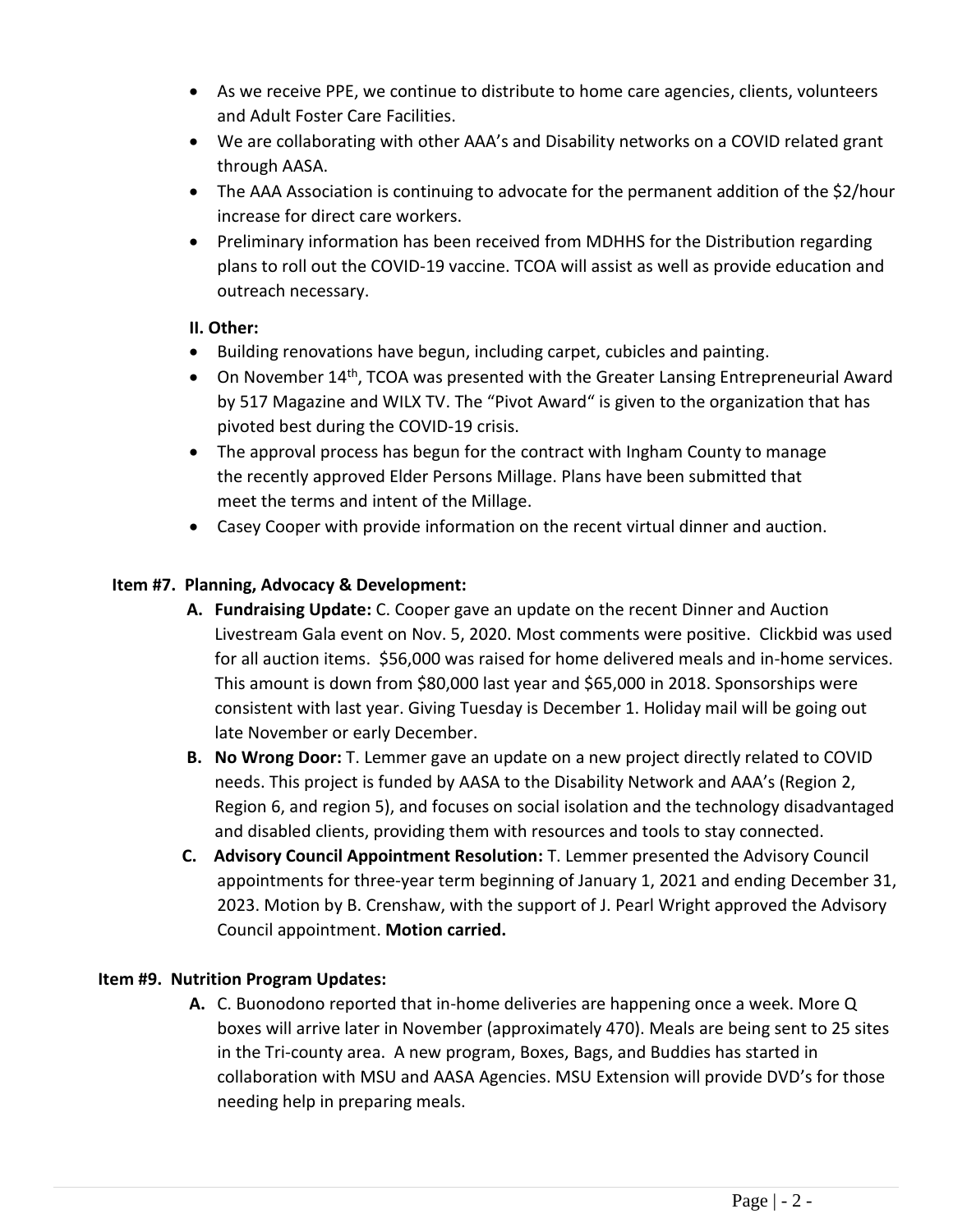- As we receive PPE, we continue to distribute to home care agencies, clients, volunteers and Adult Foster Care Facilities.
- We are collaborating with other AAA's and Disability networks on a COVID related grant through AASA.
- The AAA Association is continuing to advocate for the permanent addition of the $2/hour increase for direct care workers.
- Preliminary information has been received from MDHHS for the Distribution regarding plans to roll out the COVID-19 vaccine. TCOA will assist as well as provide education and outreach necessary.

**II. Other:**

- Building renovations have begun, including carpet, cubicles and painting.
- On November 14th, TCOA was presented with the Greater Lansing Entrepreneurial Award by 517 Magazine and WILX TV. The "Pivot Award" is given to the organization that has pivoted best during the COVID-19 crisis.
- The approval process has begun for the contract with Ingham County to manage the recently approved Elder Persons Millage. Plans have been submitted that meet the terms and intent of the Millage.
- Casey Cooper with provide information on the recent virtual dinner and auction.

**Item #7. Planning, Advocacy & Development:**

A. **Fundraising Update:** C. Cooper gave an update on the recent Dinner and Auction Livestream Gala event on Nov. 5, 2020. Most comments were positive. Clickbid was used for all auction items. $56,000 was raised for home delivered meals and in-home services. This amount is down from $80,000 last year and $65,000 in 2018. Sponsorships were consistent with last year. Giving Tuesday is December 1. Holiday mail will be going out late November or early December.

B. **No Wrong Door:** T. Lemmer gave an update on a new project directly related to COVID needs. This project is funded by AASA to the Disability Network and AAA's (Region 2, Region 6, and region 5), and focuses on social isolation and the technology disadvantaged and disabled clients, providing them with resources and tools to stay connected.

C. **Advisory Council Appointment Resolution:** T. Lemmer presented the Advisory Council appointments for three-year term beginning of January 1, 2021 and ending December 31, 2023. Motion by B. Crenshaw, with the support of J. Pearl Wright approved the Advisory Council appointment. **Motion carried.**

**Item #9. Nutrition Program Updates:**

A. C. Buonodono reported that in-home deliveries are happening once a week. More Q boxes will arrive later in November (approximately 470). Meals are being sent to 25 sites in the Tri-county area. A new program, Boxes, Bags, and Buddies has started in collaboration with MSU and AASA Agencies. MSU Extension will provide DVD's for those needing help in preparing meals.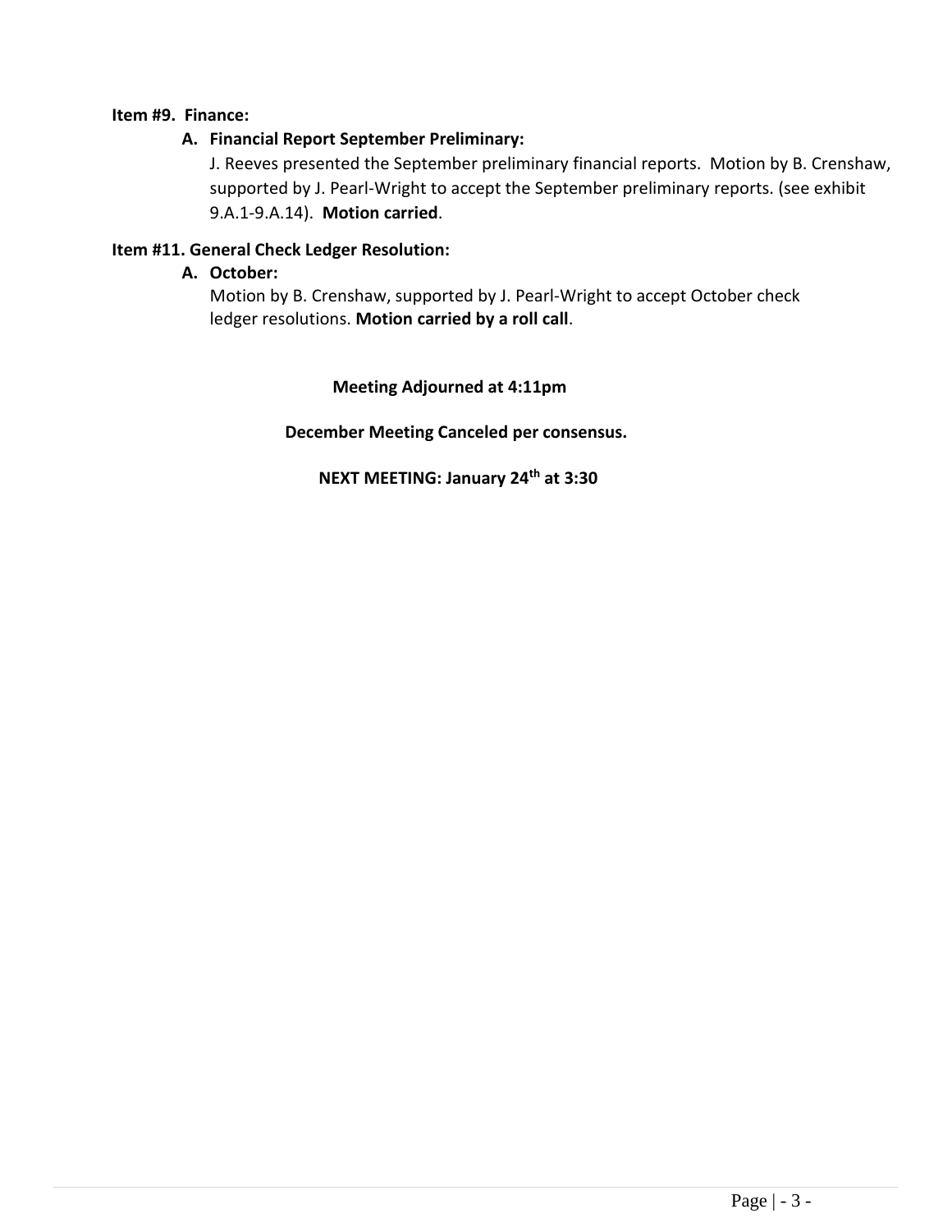**Item #9. Finance:**

**A. Financial Report September Preliminary:**

J. Reeves presented the September preliminary financial reports. Motion by B. Crenshaw, supported by J. Pearl-Wright to accept the September preliminary reports. (see exhibit 9.A.1-9.A.14). **Motion carried**.

**Item #11. General Check Ledger Resolution:**

**A. October:**

Motion by B. Crenshaw, supported by J. Pearl-Wright to accept October check ledger resolutions. **Motion carried by a roll call**.

**Meeting Adjourned at 4:11pm**

**December Meeting Canceled per consensus.**

**NEXT MEETING: January 24th at 3:30**